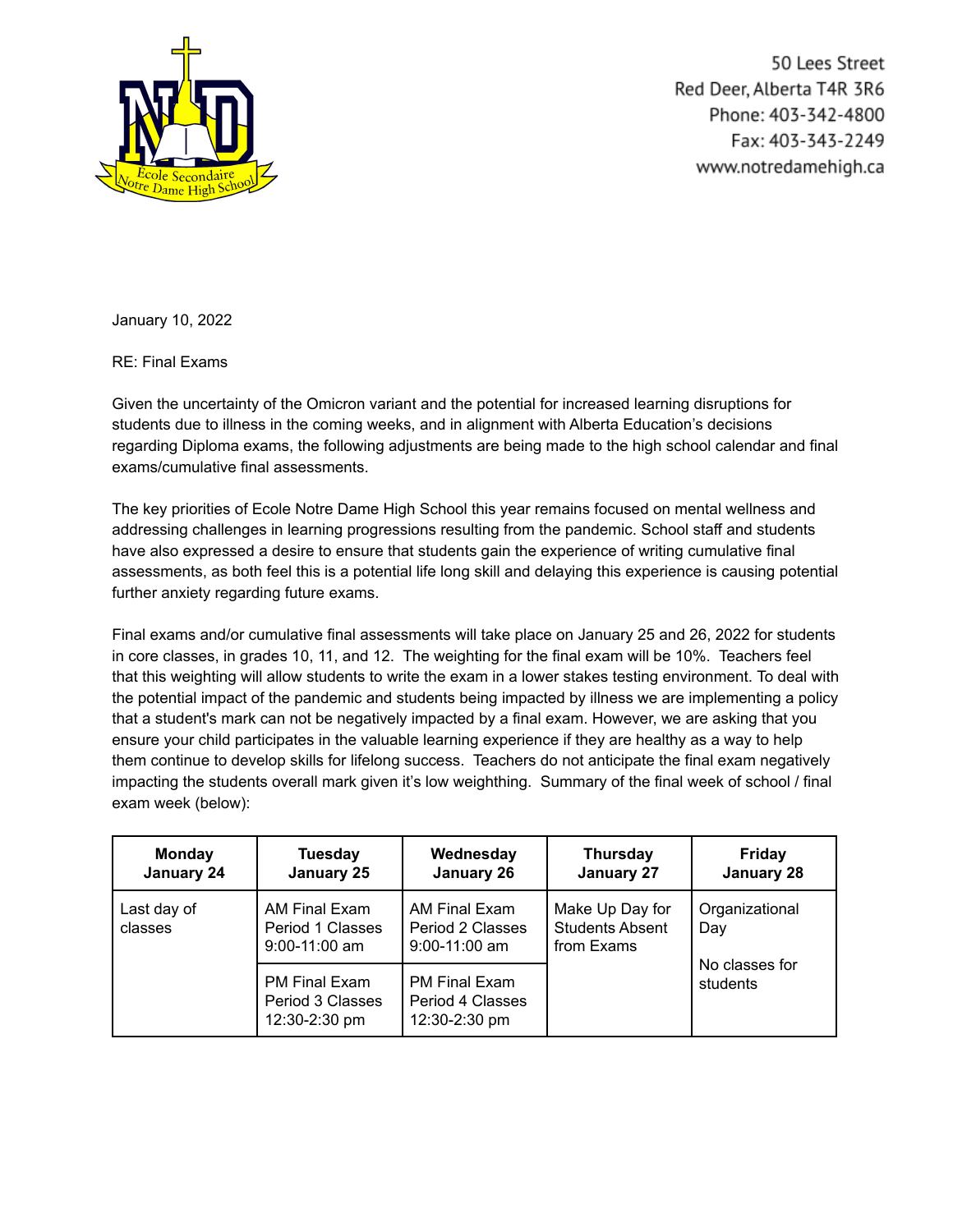50 Lees Street
Red Deer, Alberta T4R 3R6
Phone: 403-342-4800
Fax: 403-343-2249
www.notredamehigh.ca

January 10, 2022

RE: Final Exams

Given the uncertainty of the Omicron variant and the potential for increased learning disruptions for students due to illness in the coming weeks, and in alignment with Alberta Education's decisions regarding Diploma exams, the following adjustments are being made to the high school calendar and final exams/cumulative final assessments.

The key priorities of Ecole Notre Dame High School this year remains focused on mental wellness and addressing challenges in learning progressions resulting from the pandemic. School staff and students have also expressed a desire to ensure that students gain the experience of writing cumulative final assessments, as both feel this is a potential life long skill and delaying this experience is causing potential further anxiety regarding future exams.

Final exams and/or cumulative final assessments will take place on January 25 and 26, 2022 for students in core classes, in grades 10, 11, and 12. The weighting for the final exam will be 10%. Teachers feel that this weighting will allow students to write the exam in a lower stakes testing environment. To deal with the potential impact of the pandemic and students being impacted by illness we are implementing a policy that a student's mark can not be negatively impacted by a final exam. However, we are asking that you ensure your child participates in the valuable learning experience if they are healthy as a way to help them continue to develop skills for lifelong success. Teachers do not anticipate the final exam negatively impacting the students overall mark given it's low weighthing. Summary of the final week of school / final exam week (below):

| Monday January 24 | Tuesday January 25 | Wednesday January 26 | Thursday January 27 | Friday January 28 |
|---|---|---|---|---|
| Last day of classes | AM Final Exam Period 1 Classes 9:00-11:00 am | AM Final Exam Period 2 Classes 9:00-11:00 am | Make Up Day for Students Absent from Exams | Organizational Day<br><br>No classes for students |
| | PM Final Exam Period 3 Classes 12:30-2:30 pm | PM Final Exam Period 4 Classes 12:30-2:30 pm | | |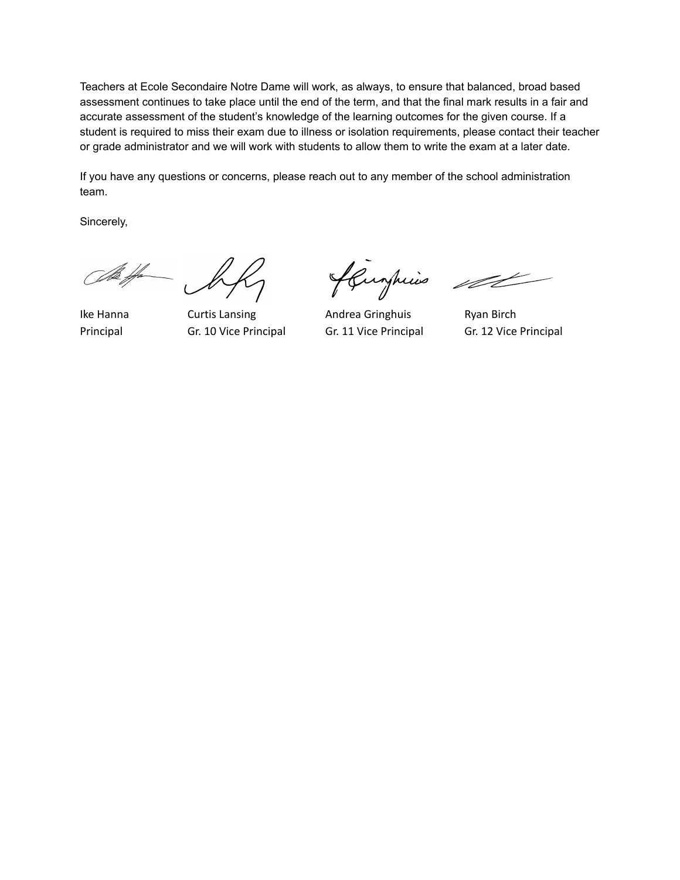Teachers at Ecole Secondaire Notre Dame will work, as always, to ensure that balanced, broad based assessment continues to take place until the end of the term, and that the final mark results in a fair and accurate assessment of the student's knowledge of the learning outcomes for the given course. If a student is required to miss their exam due to illness or isolation requirements, please contact their teacher or grade administrator and we will work with students to allow them to write the exam at a later date.

If you have any questions or concerns, please reach out to any member of the school administration team.

Sincerely,

| | | | |
|---|---|---|---|
| Ike Hanna | Curtis Lansing | Andrea Gringhuis | Ryan Birch |
| Principal | Gr. 10 Vice Principal | Gr. 11 Vice Principal | Gr. 12 Vice Principal |